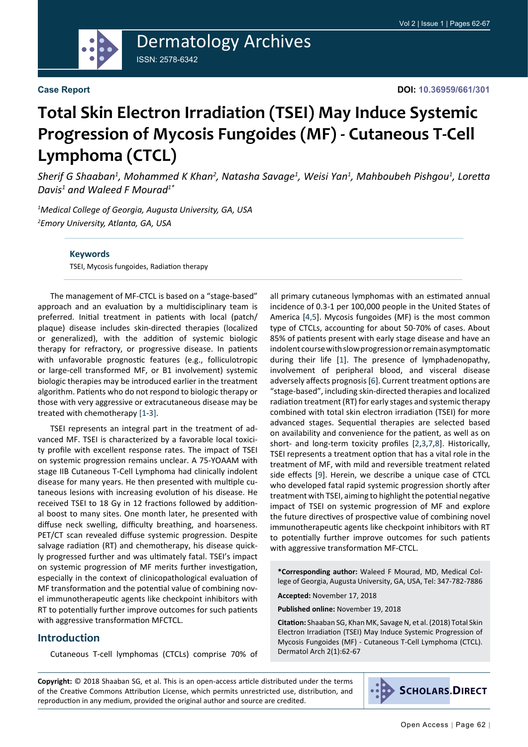Case Report

DOI: 10.36959/661/301

# Total Skin Electron Irradiation (TSEI) May Induce Systemic Progression of Mycosis Fungoides (MF) - Cutaneous T-Cell Lymphoma (CTCL)

*Sherif G Shaaban[1], Mohammed K Khan[2], Natasha Savage[1], Weisi Yan[1], Mahboubeh Pishgou[1], Loretta Davis[1] and Waleed F Mourad[1*]*

*[1]Medical College of Georgia, Augusta University, GA, USA*

*[2]Emory University, Atlanta, GA, USA*

### Keywords

TSEI, Mycosis fungoides, Radiation therapy

The management of MF-CTCL is based on a "stage-based" approach and an evaluation by a multidisciplinary team is preferred. Initial treatment in patients with local (patch/plaque) disease includes skin-directed therapies (localized or generalized), with the addition of systemic biologic therapy for refractory, or progressive disease. In patients with unfavorable prognostic features (e.g., folliculotropic or large-cell transformed MF, or B1 involvement) systemic biologic therapies may be introduced earlier in the treatment algorithm. Patients who do not respond to biologic therapy or those with very aggressive or extracutaneous disease may be treated with chemotherapy [1-3].

TSEI represents an integral part in the treatment of advanced MF. TSEI is characterized by a favorable local toxicity profile with excellent response rates. The impact of TSEI on systemic progression remains unclear. A 75-YOAAM with stage IIB Cutaneous T-Cell Lymphoma had clinically indolent disease for many years. He then presented with multiple cutaneous lesions with increasing evolution of his disease. He received TSEI to 18 Gy in 12 fractions followed by additional boost to many sites. One month later, he presented with diffuse neck swelling, difficulty breathing, and hoarseness. PET/CT scan revealed diffuse systemic progression. Despite salvage radiation (RT) and chemotherapy, his disease quickly progressed further and was ultimately fatal. TSEI's impact on systemic progression of MF merits further investigation, especially in the context of clinicopathological evaluation of MF transformation and the potential value of combining novel immunotherapeutic agents like checkpoint inhibitors with RT to potentially further improve outcomes for such patients with aggressive transformation MFCTCL.

## Introduction

Cutaneous T-cell lymphomas (CTCLs) comprise 70% of all primary cutaneous lymphomas with an estimated annual incidence of 0.3-1 per 100,000 people in the United States of America [4,5]. Mycosis fungoides (MF) is the most common type of CTCLs, accounting for about 50-70% of cases. About 85% of patients present with early stage disease and have an indolent course with slow progression or remain asymptomatic during their life [1]. The presence of lymphadenopathy, involvement of peripheral blood, and visceral disease adversely affects prognosis [6]. Current treatment options are "stage-based", including skin-directed therapies and localized radiation treatment (RT) for early stages and systemic therapy combined with total skin electron irradiation (TSEI) for more advanced stages. Sequential therapies are selected based on availability and convenience for the patient, as well as on short- and long-term toxicity profiles [2,3,7,8]. Historically, TSEI represents a treatment option that has a vital role in the treatment of MF, with mild and reversible treatment related side effects [9]. Herein, we describe a unique case of CTCL who developed fatal rapid systemic progression shortly after treatment with TSEI, aiming to highlight the potential negative impact of TSEI on systemic progression of MF and explore the future directives of prospective value of combining novel immunotherapeutic agents like checkpoint inhibitors with RT to potentially further improve outcomes for such patients with aggressive transformation MF-CTCL.

**\*Corresponding author:** Waleed F Mourad, MD, Medical College of Georgia, Augusta University, GA, USA, Tel: 347-782-7886

**Accepted:** November 17, 2018

**Published online:** November 19, 2018

**Citation:** Shaaban SG, Khan MK, Savage N, et al. (2018) Total Skin Electron Irradiation (TSEI) May Induce Systemic Progression of Mycosis Fungoides (MF) - Cutaneous T-Cell Lymphoma (CTCL). Dermatol Arch 2(1):62-67

**Copyright:** © 2018 Shaaban SG, et al. This is an open-access article distributed under the terms of the Creative Commons Attribution License, which permits unrestricted use, distribution, and reproduction in any medium, provided the original author and source are credited.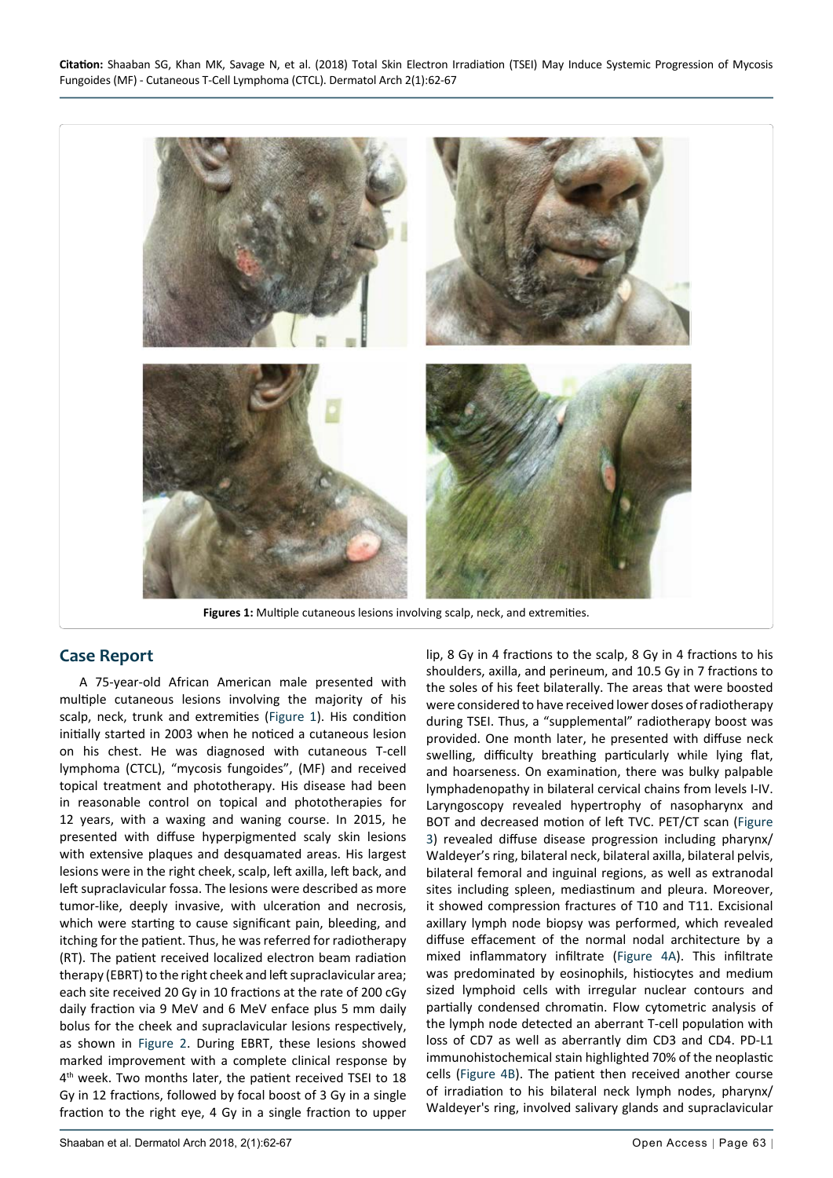Figures 1: Multiple cutaneous lesions involving scalp, neck, and extremities.

## Case Report

A 75-year-old African American male presented with multiple cutaneous lesions involving the majority of his scalp, neck, trunk and extremities (Figure 1). His condition initially started in 2003 when he noticed a cutaneous lesion on his chest. He was diagnosed with cutaneous T-cell lymphoma (CTCL), "mycosis fungoides", (MF) and received topical treatment and phototherapy. His disease had been in reasonable control on topical and phototherapies for 12 years, with a waxing and waning course. In 2015, he presented with diffuse hyperpigmented scaly skin lesions with extensive plaques and desquamated areas. His largest lesions were in the right cheek, scalp, left axilla, left back, and left supraclavicular fossa. The lesions were described as more tumor-like, deeply invasive, with ulceration and necrosis, which were starting to cause significant pain, bleeding, and itching for the patient. Thus, he was referred for radiotherapy (RT). The patient received localized electron beam radiation therapy (EBRT) to the right cheek and left supraclavicular area; each site received 20 Gy in 10 fractions at the rate of 200 cGy daily fraction via 9 MeV and 6 MeV enface plus 5 mm daily bolus for the cheek and supraclavicular lesions respectively, as shown in Figure 2. During EBRT, these lesions showed marked improvement with a complete clinical response by 4th week. Two months later, the patient received TSEI to 18 Gy in 12 fractions, followed by focal boost of 3 Gy in a single fraction to the right eye, 4 Gy in a single fraction to upper lip, 8 Gy in 4 fractions to the scalp, 8 Gy in 4 fractions to his shoulders, axilla, and perineum, and 10.5 Gy in 7 fractions to the soles of his feet bilaterally. The areas that were boosted were considered to have received lower doses of radiotherapy during TSEI. Thus, a "supplemental" radiotherapy boost was provided. One month later, he presented with diffuse neck swelling, difficulty breathing particularly while lying flat, and hoarseness. On examination, there was bulky palpable lymphadenopathy in bilateral cervical chains from levels I-IV. Laryngoscopy revealed hypertrophy of nasopharynx and BOT and decreased motion of left TVC. PET/CT scan (Figure 3) revealed diffuse disease progression including pharynx/Waldeyer's ring, bilateral neck, bilateral axilla, bilateral pelvis, bilateral femoral and inguinal regions, as well as extranodal sites including spleen, mediastinum and pleura. Moreover, it showed compression fractures of T10 and T11. Excisional axillary lymph node biopsy was performed, which revealed diffuse effacement of the normal nodal architecture by a mixed inflammatory infiltrate (Figure 4A). This infiltrate was predominated by eosinophils, histiocytes and medium sized lymphoid cells with irregular nuclear contours and partially condensed chromatin. Flow cytometric analysis of the lymph node detected an aberrant T-cell population with loss of CD7 as well as aberrantly dim CD3 and CD4. PD-L1 immunohistochemical stain highlighted 70% of the neoplastic cells (Figure 4B). The patient then received another course of irradiation to his bilateral neck lymph nodes, pharynx/Waldeyer's ring, involved salivary glands and supraclavicular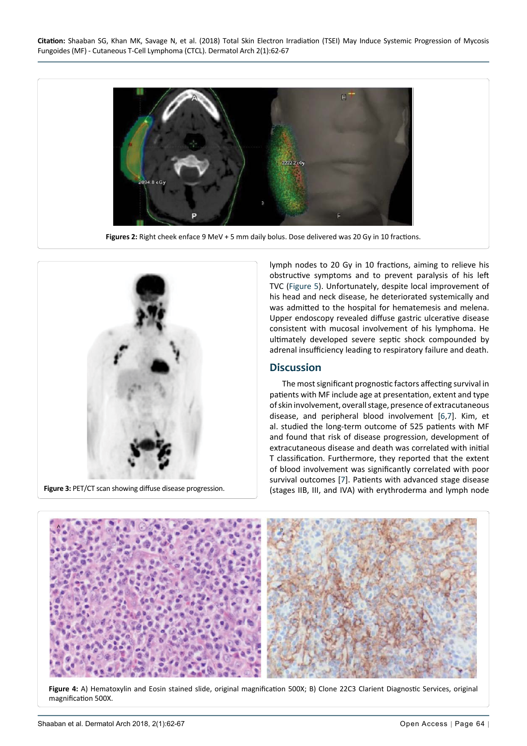**Figures 2:** Right cheek enface 9 MeV + 5 mm daily bolus. Dose delivered was 20 Gy in 10 fractions.

**Figure 3:** PET/CT scan showing diffuse disease progression.

lymph nodes to 20 Gy in 10 fractions, aiming to relieve his obstructive symptoms and to prevent paralysis of his left TVC (Figure 5). Unfortunately, despite local improvement of his head and neck disease, he deteriorated systemically and was admitted to the hospital for hematemesis and melena. Upper endoscopy revealed diffuse gastric ulcerative disease consistent with mucosal involvement of his lymphoma. He ultimately developed severe septic shock compounded by adrenal insufficiency leading to respiratory failure and death.

## Discussion

The most significant prognostic factors affecting survival in patients with MF include age at presentation, extent and type of skin involvement, overall stage, presence of extracutaneous disease, and peripheral blood involvement [6,7]. Kim, et al. studied the long-term outcome of 525 patients with MF and found that risk of disease progression, development of extracutaneous disease and death was correlated with initial T classification. Furthermore, they reported that the extent of blood involvement was significantly correlated with poor survival outcomes [7]. Patients with advanced stage disease (stages IIB, III, and IVA) with erythroderma and lymph node

**Figure 4:** A) Hematoxylin and Eosin stained slide, original magnification 500X; B) Clone 22C3 Clarient Diagnostic Services, original magnification 500X.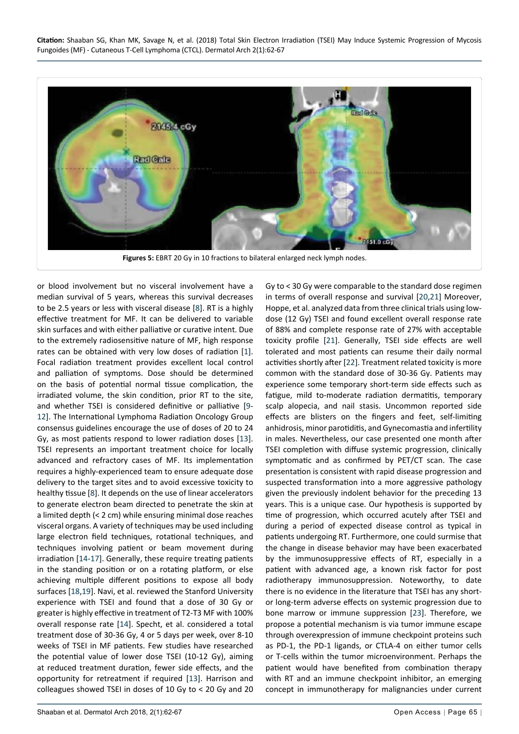**Figures 5:** EBRT 20 Gy in 10 fractions to bilateral enlarged neck lymph nodes.

or blood involvement but no visceral involvement have a median survival of 5 years, whereas this survival decreases to be 2.5 years or less with visceral disease [8]. RT is a highly effective treatment for MF. It can be delivered to variable skin surfaces and with either palliative or curative intent. Due to the extremely radiosensitive nature of MF, high response rates can be obtained with very low doses of radiation [1]. Focal radiation treatment provides excellent local control and palliation of symptoms. Dose should be determined on the basis of potential normal tissue complication, the irradiated volume, the skin condition, prior RT to the site, and whether TSEI is considered definitive or palliative [9-12]. The International Lymphoma Radiation Oncology Group consensus guidelines encourage the use of doses of 20 to 24 Gy, as most patients respond to lower radiation doses [13]. TSEI represents an important treatment choice for locally advanced and refractory cases of MF. Its implementation requires a highly-experienced team to ensure adequate dose delivery to the target sites and to avoid excessive toxicity to healthy tissue [8]. It depends on the use of linear accelerators to generate electron beam directed to penetrate the skin at a limited depth (< 2 cm) while ensuring minimal dose reaches visceral organs. A variety of techniques may be used including large electron field techniques, rotational techniques, and techniques involving patient or beam movement during irradiation [14-17]. Generally, these require treating patients in the standing position or on a rotating platform, or else achieving multiple different positions to expose all body surfaces [18,19]. Navi, et al. reviewed the Stanford University experience with TSEI and found that a dose of 30 Gy or greater is highly effective in treatment of T2-T3 MF with 100% overall response rate [14]. Specht, et al. considered a total treatment dose of 30-36 Gy, 4 or 5 days per week, over 8-10 weeks of TSEI in MF patients. Few studies have researched the potential value of lower dose TSEI (10-12 Gy), aiming at reduced treatment duration, fewer side effects, and the opportunity for retreatment if required [13]. Harrison and colleagues showed TSEI in doses of 10 Gy to < 20 Gy and 20 Gy to < 30 Gy were comparable to the standard dose regimen in terms of overall response and survival [20,21] Moreover, Hoppe, et al. analyzed data from three clinical trials using low-dose (12 Gy) TSEI and found excellent overall response rate of 88% and complete response rate of 27% with acceptable toxicity profile [21]. Generally, TSEI side effects are well tolerated and most patients can resume their daily normal activities shortly after [22]. Treatment related toxicity is more common with the standard dose of 30-36 Gy. Patients may experience some temporary short-term side effects such as fatigue, mild to-moderate radiation dermatitis, temporary scalp alopecia, and nail stasis. Uncommon reported side effects are blisters on the fingers and feet, self-limiting anhidrosis, minor parotiditis, and Gynecomastia and infertility in males. Nevertheless, our case presented one month after TSEI completion with diffuse systemic progression, clinically symptomatic and as confirmed by PET/CT scan. The case presentation is consistent with rapid disease progression and suspected transformation into a more aggressive pathology given the previously indolent behavior for the preceding 13 years. This is a unique case. Our hypothesis is supported by time of progression, which occurred acutely after TSEI and during a period of expected disease control as typical in patients undergoing RT. Furthermore, one could surmise that the change in disease behavior may have been exacerbated by the immunosuppressive effects of RT, especially in a patient with advanced age, a known risk factor for post radiotherapy immunosuppression. Noteworthy, to date there is no evidence in the literature that TSEI has any short- or long-term adverse effects on systemic progression due to bone marrow or immune suppression [23]. Therefore, we propose a potential mechanism is via tumor immune escape through overexpression of immune checkpoint proteins such as PD-1, the PD-1 ligands, or CTLA-4 on either tumor cells or T-cells within the tumor microenvironment. Perhaps the patient would have benefited from combination therapy with RT and an immune checkpoint inhibitor, an emerging concept in immunotherapy for malignancies under current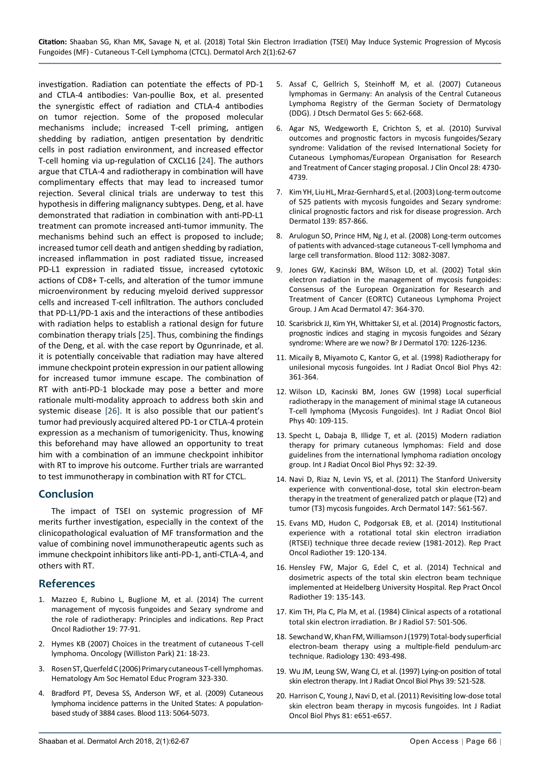investigation. Radiation can potentiate the effects of PD-1 and CTLA-4 antibodies: Van-poullie Box, et al. presented the synergistic effect of radiation and CTLA-4 antibodies on tumor rejection. Some of the proposed molecular mechanisms include; increased T-cell priming, antigen shedding by radiation, antigen presentation by dendritic cells in post radiation environment, and increased effector T-cell homing via up-regulation of CXCL16 [24]. The authors argue that CTLA-4 and radiotherapy in combination will have complimentary effects that may lead to increased tumor rejection. Several clinical trials are underway to test this hypothesis in differing malignancy subtypes. Deng, et al. have demonstrated that radiation in combination with anti-PD-L1 treatment can promote increased anti-tumor immunity. The mechanisms behind such an effect is proposed to include; increased tumor cell death and antigen shedding by radiation, increased inflammation in post radiated tissue, increased PD-L1 expression in radiated tissue, increased cytotoxic actions of CD8+ T-cells, and alteration of the tumor immune microenvironment by reducing myeloid derived suppressor cells and increased T-cell infiltration. The authors concluded that PD-L1/PD-1 axis and the interactions of these antibodies with radiation helps to establish a rational design for future combination therapy trials [25]. Thus, combining the findings of the Deng, et al. with the case report by Ogunrinade, et al. it is potentially conceivable that radiation may have altered immune checkpoint protein expression in our patient allowing for increased tumor immune escape. The combination of RT with anti-PD-1 blockade may pose a better and more rationale multi-modality approach to address both skin and systemic disease [26]. It is also possible that our patient's tumor had previously acquired altered PD-1 or CTLA-4 protein expression as a mechanism of tumorigenicity. Thus, knowing this beforehand may have allowed an opportunity to treat him with a combination of an immune checkpoint inhibitor with RT to improve his outcome. Further trials are warranted to test immunotherapy in combination with RT for CTCL.

## Conclusion

The impact of TSEI on systemic progression of MF merits further investigation, especially in the context of the clinicopathological evaluation of MF transformation and the value of combining novel immunotherapeutic agents such as immune checkpoint inhibitors like anti-PD-1, anti-CTLA-4, and others with RT.

## References

1. Mazzeo E, Rubino L, Buglione M, et al. (2014) The current management of mycosis fungoides and Sezary syndrome and the role of radiotherapy: Principles and indications. Rep Pract Oncol Radiother 19: 77-91.
2. Hymes KB (2007) Choices in the treatment of cutaneous T-cell lymphoma. Oncology (Williston Park) 21: 18-23.
3. Rosen ST, Querfeld C (2006) Primary cutaneous T-cell lymphomas. Hematology Am Soc Hematol Educ Program 323-330.
4. Bradford PT, Devesa SS, Anderson WF, et al. (2009) Cutaneous lymphoma incidence patterns in the United States: A population-based study of 3884 cases. Blood 113: 5064-5073.
5. Assaf C, Gellrich S, Steinhoff M, et al. (2007) Cutaneous lymphomas in Germany: An analysis of the Central Cutaneous Lymphoma Registry of the German Society of Dermatology (DDG). J Dtsch Dermatol Ges 5: 662-668.
6. Agar NS, Wedgeworth E, Crichton S, et al. (2010) Survival outcomes and prognostic factors in mycosis fungoides/Sezary syndrome: Validation of the revised International Society for Cutaneous Lymphomas/European Organisation for Research and Treatment of Cancer staging proposal. J Clin Oncol 28: 4730-4739.
7. Kim YH, Liu HL, Mraz-Gernhard S, et al. (2003) Long-term outcome of 525 patients with mycosis fungoides and Sezary syndrome: clinical prognostic factors and risk for disease progression. Arch Dermatol 139: 857-866.
8. Arulogun SO, Prince HM, Ng J, et al. (2008) Long-term outcomes of patients with advanced-stage cutaneous T-cell lymphoma and large cell transformation. Blood 112: 3082-3087.
9. Jones GW, Kacinski BM, Wilson LD, et al. (2002) Total skin electron radiation in the management of mycosis fungoides: Consensus of the European Organization for Research and Treatment of Cancer (EORTC) Cutaneous Lymphoma Project Group. J Am Acad Dermatol 47: 364-370.
10. Scarisbrick JJ, Kim YH, Whittaker SJ, et al. (2014) Prognostic factors, prognostic indices and staging in mycosis fungoides and Sézary syndrome: Where are we now? Br J Dermatol 170: 1226-1236.
11. Micaily B, Miyamoto C, Kantor G, et al. (1998) Radiotherapy for unilesional mycosis fungoides. Int J Radiat Oncol Biol Phys 42: 361-364.
12. Wilson LD, Kacinski BM, Jones GW (1998) Local superficial radiotherapy in the management of minimal stage IA cutaneous T-cell lymphoma (Mycosis Fungoides). Int J Radiat Oncol Biol Phys 40: 109-115.
13. Specht L, Dabaja B, Illidge T, et al. (2015) Modern radiation therapy for primary cutaneous lymphomas: Field and dose guidelines from the international lymphoma radiation oncology group. Int J Radiat Oncol Biol Phys 92: 32-39.
14. Navi D, Riaz N, Levin YS, et al. (2011) The Stanford University experience with conventional-dose, total skin electron-beam therapy in the treatment of generalized patch or plaque (T2) and tumor (T3) mycosis fungoides. Arch Dermatol 147: 561-567.
15. Evans MD, Hudon C, Podgorsak EB, et al. (2014) Institutional experience with a rotational total skin electron irradiation (RTSEI) technique three decade review (1981-2012). Rep Pract Oncol Radiother 19: 120-134.
16. Hensley FW, Major G, Edel C, et al. (2014) Technical and dosimetric aspects of the total skin electron beam technique implemented at Heidelberg University Hospital. Rep Pract Oncol Radiother 19: 135-143.
17. Kim TH, Pla C, Pla M, et al. (1984) Clinical aspects of a rotational total skin electron irradiation. Br J Radiol 57: 501-506.
18. Sewchand W, Khan FM, Williamson J (1979) Total-body superficial electron-beam therapy using a multiple-field pendulum-arc technique. Radiology 130: 493-498.
19. Wu JM, Leung SW, Wang CJ, et al. (1997) Lying-on position of total skin electron therapy. Int J Radiat Oncol Biol Phys 39: 521-528.
20. Harrison C, Young J, Navi D, et al. (2011) Revisiting low-dose total skin electron beam therapy in mycosis fungoides. Int J Radiat Oncol Biol Phys 81: e651-e657.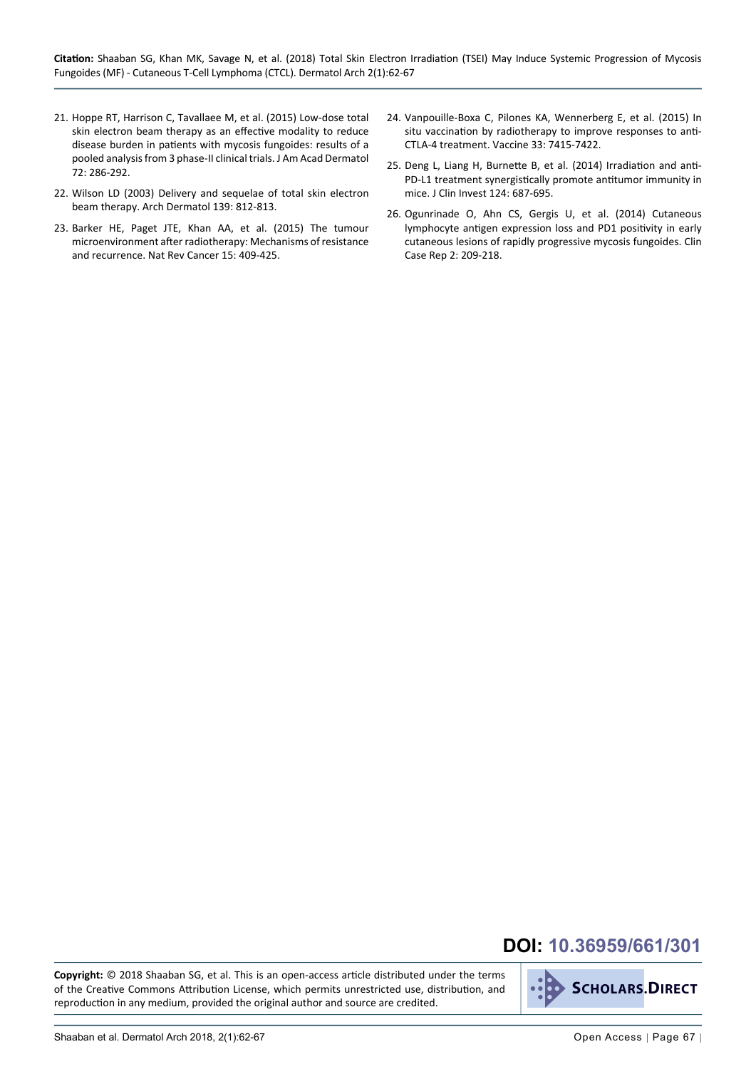21. Hoppe RT, Harrison C, Tavallaee M, et al. (2015) Low-dose total skin electron beam therapy as an effective modality to reduce disease burden in patients with mycosis fungoides: results of a pooled analysis from 3 phase-II clinical trials. J Am Acad Dermatol 72: 286-292.
22. Wilson LD (2003) Delivery and sequelae of total skin electron beam therapy. Arch Dermatol 139: 812-813.
23. Barker HE, Paget JTE, Khan AA, et al. (2015) The tumour microenvironment after radiotherapy: Mechanisms of resistance and recurrence. Nat Rev Cancer 15: 409-425.
24. Vanpouille-Boxa C, Pilones KA, Wennerberg E, et al. (2015) In situ vaccination by radiotherapy to improve responses to anti-CTLA-4 treatment. Vaccine 33: 7415-7422.
25. Deng L, Liang H, Burnette B, et al. (2014) Irradiation and anti-PD-L1 treatment synergistically promote antitumor immunity in mice. J Clin Invest 124: 687-695.
26. Ogunrinade O, Ahn CS, Gergis U, et al. (2014) Cutaneous lymphocyte antigen expression loss and PD1 positivity in early cutaneous lesions of rapidly progressive mycosis fungoides. Clin Case Rep 2: 209-218.

**DOI: 10.36959/661/301**

**Copyright:** © 2018 Shaaban SG, et al. This is an open-access article distributed under the terms of the Creative Commons Attribution License, which permits unrestricted use, distribution, and reproduction in any medium, provided the original author and source are credited.